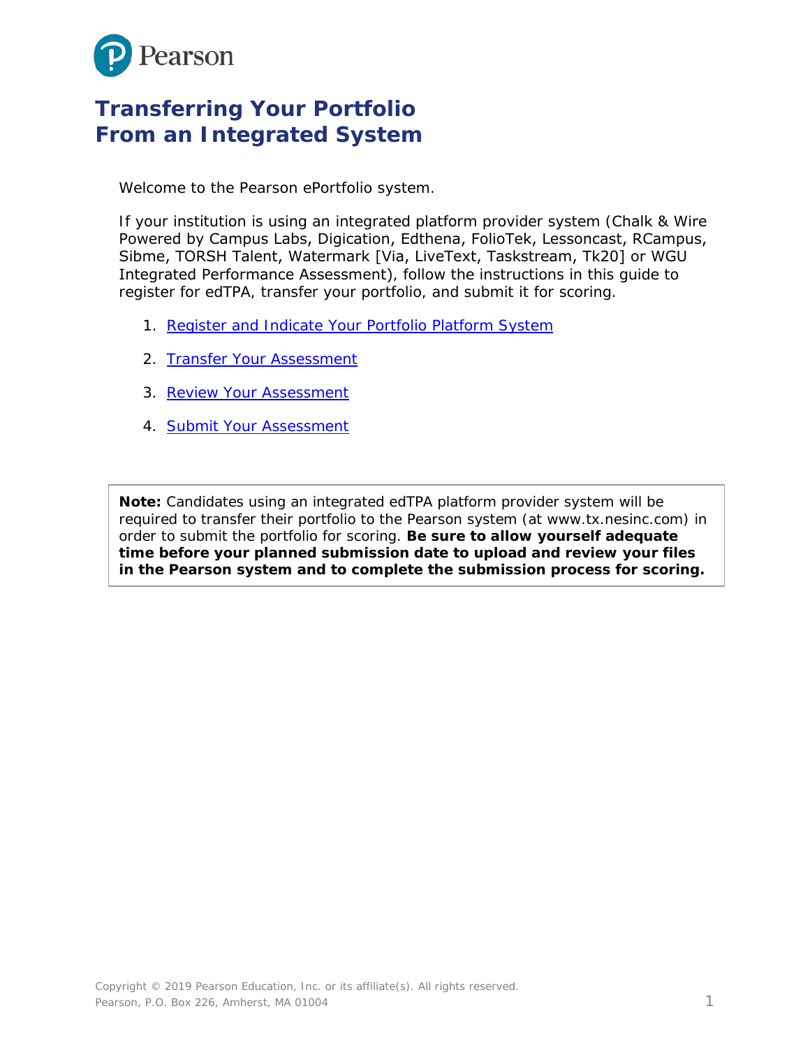# Transferring Your Portfolio From an Integrated System

Welcome to the Pearson ePortfolio system.

If your institution is using an integrated platform provider system (Chalk & Wire Powered by Campus Labs, Digication, Edthena, FolioTek, Lessoncast, RCampus, Sibme, TORSH Talent, Watermark [Via, LiveText, Taskstream, Tk20] or WGU Integrated Performance Assessment), follow the instructions in this guide to register for edTPA, transfer your portfolio, and submit it for scoring.

1. Register and Indicate Your Portfolio Platform System
2. Transfer Your Assessment
3. Review Your Assessment
4. Submit Your Assessment

**Note:** Candidates using an integrated edTPA platform provider system will be required to transfer their portfolio to the Pearson system (at www.tx.nesinc.com) in order to submit the portfolio for scoring. **Be sure to allow yourself adequate time before your planned submission date to upload and review your files in the Pearson system and to complete the submission process for scoring.**

Copyright © 2019 Pearson Education, Inc. or its affiliate(s). All rights reserved.
Pearson, P.O. Box 226, Amherst, MA 01004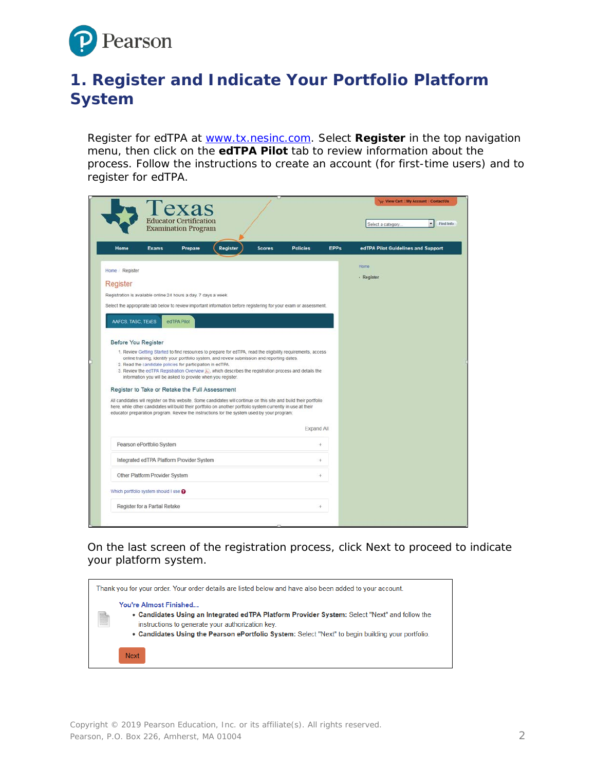# 1. Register and Indicate Your Portfolio Platform System

Register for edTPA at www.tx.nesinc.com. Select **Register** in the top navigation menu, then click on the **edTPA Pilot** tab to review information about the process. Follow the instructions to create an account (for first-time users) and to register for edTPA.

On the last screen of the registration process, click Next to proceed to indicate your platform system.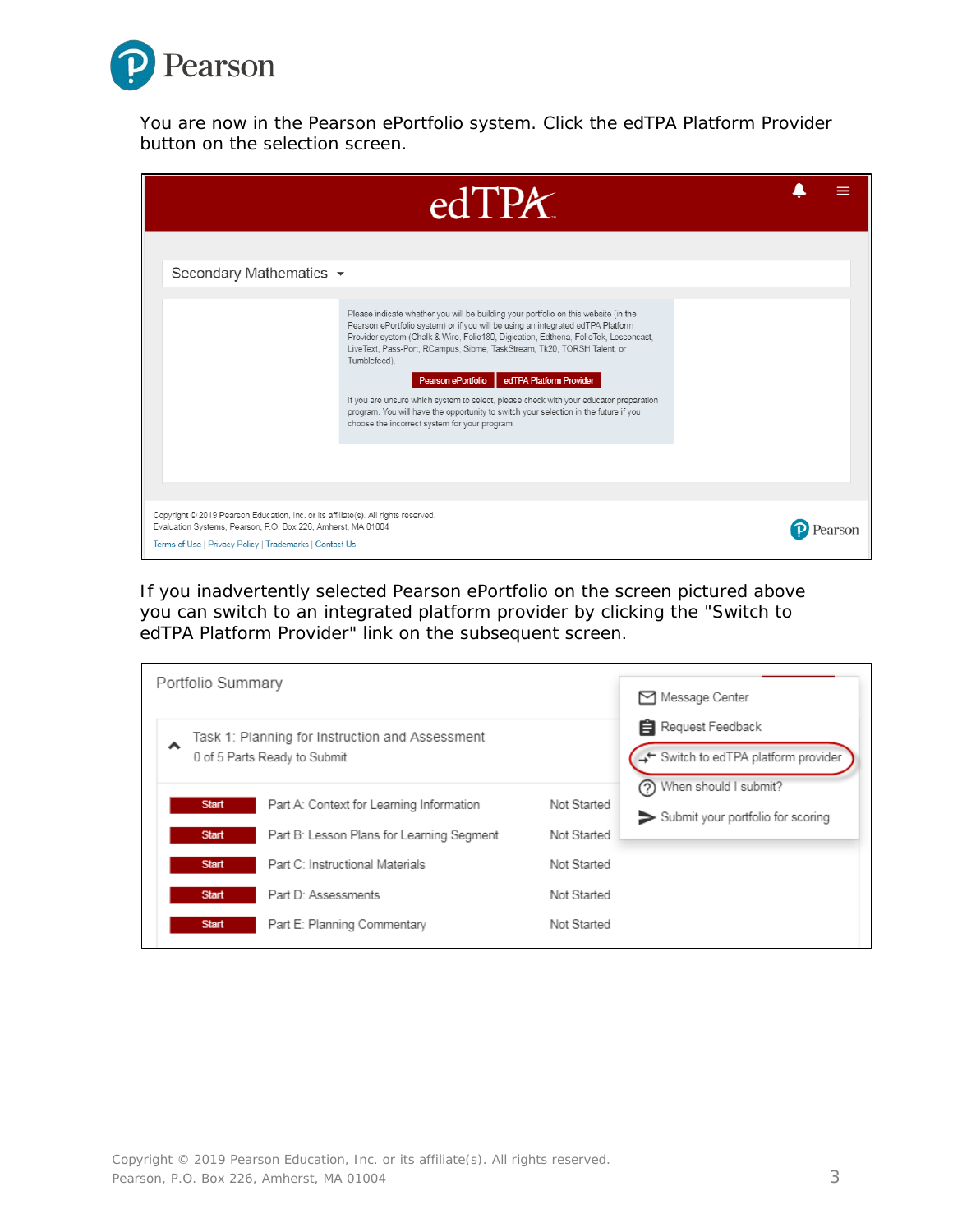You are now in the Pearson ePortfolio system. Click the edTPA Platform Provider button on the selection screen.

edTPA

Secondary Mathematics

Please indicate whether you will be building your portfolio on this website (in the Pearson ePortfolio system) or if you will be using an integrated edTPA Platform Provider system (Chalk & Wire, Folio180, Digication, Edthena, FolioTek, Lessoncast, LiveText, Pass-Port, RCampus, Sibme, TaskStream, Tk20, TORSH Talent, or Tumblefeed).

Pearson ePortfolio | edTPA Platform Provider

If you are unsure which system to select, please check with your educator preparation program. You will have the opportunity to switch your selection in the future if you choose the incorrect system for your program.

Copyright © 2019 Pearson Education, Inc. or its affiliate(s). All rights reserved.
Evaluation Systems, Pearson, P.O. Box 226, Amherst, MA 01004

Terms of Use | Privacy Policy | Trademarks | Contact Us

If you inadvertently selected Pearson ePortfolio on the screen pictured above you can switch to an integrated platform provider by clicking the "Switch to edTPA Platform Provider" link on the subsequent screen.

Portfolio Summary

Task 1: Planning for Instruction and Assessment
0 of 5 Parts Ready to Submit

| | | |
|---|---|---|
| Start | Part A: Context for Learning Information | Not Started |
| Start | Part B: Lesson Plans for Learning Segment | Not Started |
| Start | Part C: Instructional Materials | Not Started |
| Start | Part D: Assessments | Not Started |
| Start | Part E: Planning Commentary | Not Started |

- Message Center
- Request Feedback
- Switch to edTPA platform provider
- When should I submit?
- Submit your portfolio for scoring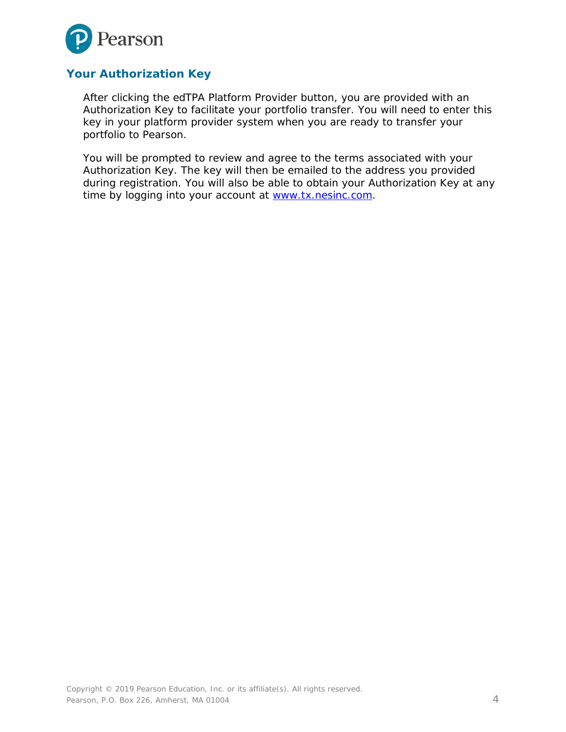## Your Authorization Key

After clicking the edTPA Platform Provider button, you are provided with an Authorization Key to facilitate your portfolio transfer. You will need to enter this key in your platform provider system when you are ready to transfer your portfolio to Pearson.

You will be prompted to review and agree to the terms associated with your Authorization Key. The key will then be emailed to the address you provided during registration. You will also be able to obtain your Authorization Key at any time by logging into your account at [www.tx.nesinc.com](http://www.tx.nesinc.com).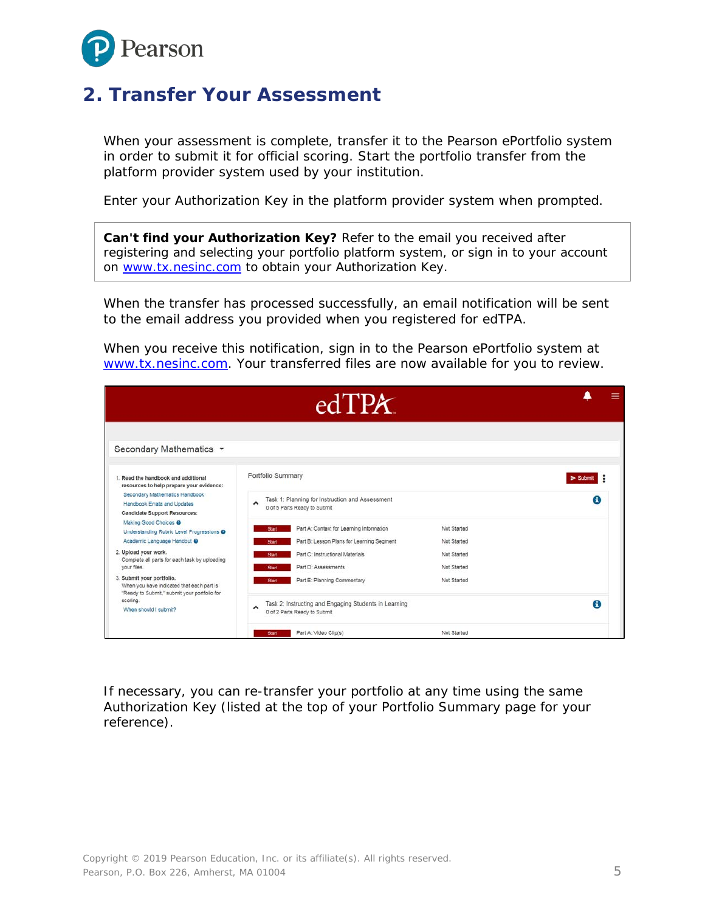# 2. Transfer Your Assessment

When your assessment is complete, transfer it to the Pearson ePortfolio system in order to submit it for official scoring. Start the portfolio transfer from the platform provider system used by your institution.

Enter your Authorization Key in the platform provider system when prompted.

> **Can't find your Authorization Key?** Refer to the email you received after registering and selecting your portfolio platform system, or sign in to your account on [www.tx.nesinc.com](http://www.tx.nesinc.com) to obtain your Authorization Key.

When the transfer has processed successfully, an email notification will be sent to the email address you provided when you registered for edTPA.

When you receive this notification, sign in to the Pearson ePortfolio system at [www.tx.nesinc.com](http://www.tx.nesinc.com). Your transferred files are now available for you to review.

If necessary, you can re-transfer your portfolio at any time using the same Authorization Key (listed at the top of your Portfolio Summary page for your reference).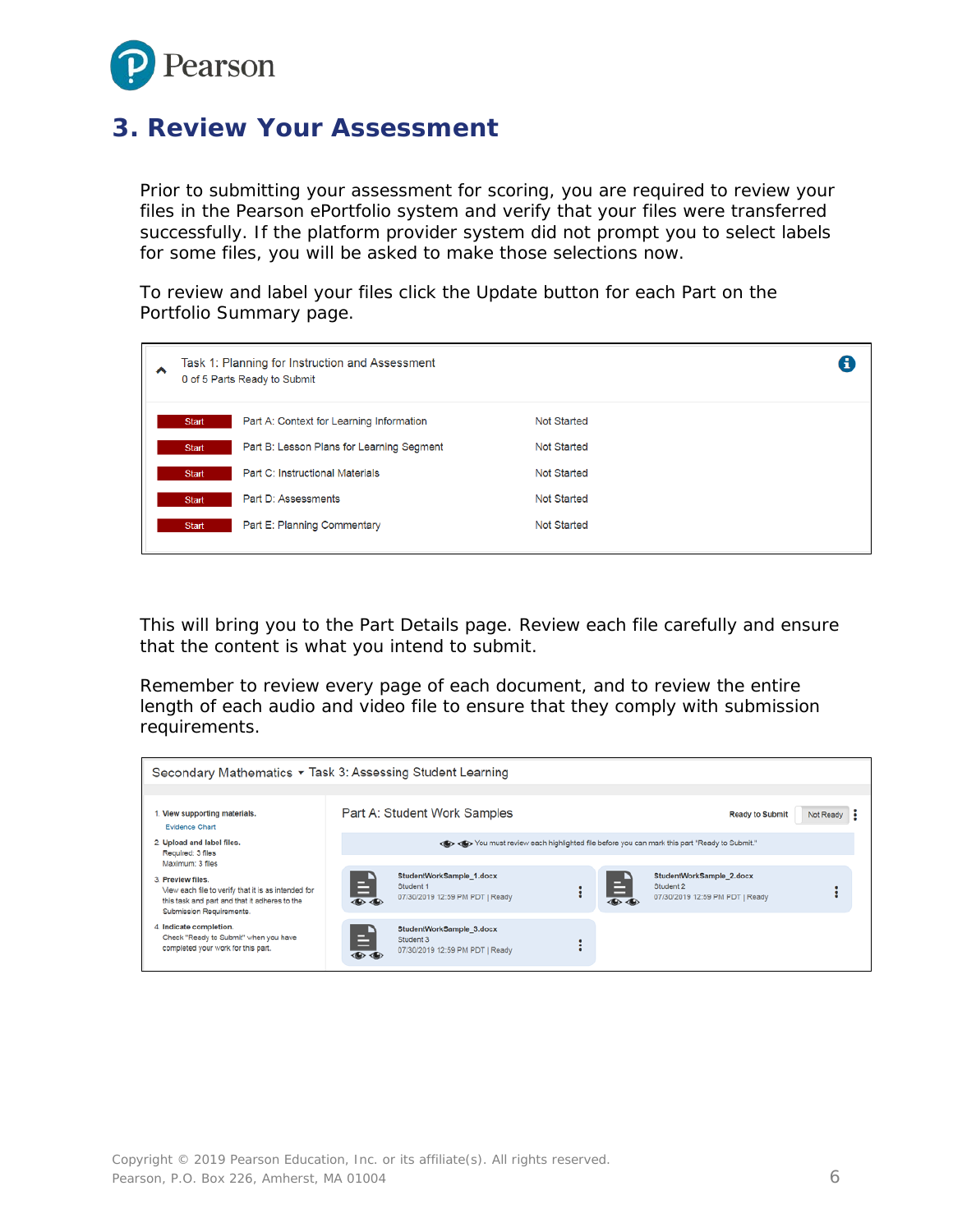## 3. Review Your Assessment

Prior to submitting your assessment for scoring, you are required to review your files in the Pearson ePortfolio system and verify that your files were transferred successfully. If the platform provider system did not prompt you to select labels for some files, you will be asked to make those selections now.

To review and label your files click the Update button for each Part on the Portfolio Summary page.

Task 1: Planning for Instruction and Assessment
0 of 5 Parts Ready to Submit

| | | |
|---|---|---|
| Start | Part A: Context for Learning Information | Not Started |
| Start | Part B: Lesson Plans for Learning Segment | Not Started |
| Start | Part C: Instructional Materials | Not Started |
| Start | Part D: Assessments | Not Started |
| Start | Part E: Planning Commentary | Not Started |

This will bring you to the Part Details page. Review each file carefully and ensure that the content is what you intend to submit.

Remember to review every page of each document, and to review the entire length of each audio and video file to ensure that they comply with submission requirements.

Secondary Mathematics ▾ Task 3: Assessing Student Learning

1. View supporting materials.
   Evidence Chart
2. Upload and label files.
   Required: 3 files
   Maximum: 3 files
3. Preview files.
   View each file to verify that it is as intended for this task and part and that it adheres to the Submission Requirements.
4. Indicate completion.
   Check "Ready to Submit" when you have completed your work for this part.

Part A: Student Work Samples — Ready to Submit — Not Ready

You must review each highlighted file before you can mark this part "Ready to Submit."

- StudentWorkSample_1.docx — Student 1 — 07/30/2019 12:59 PM PDT | Ready
- StudentWorkSample_2.docx — Student 2 — 07/30/2019 12:59 PM PDT | Ready
- StudentWorkSample_3.docx — Student 3 — 07/30/2019 12:59 PM PDT | Ready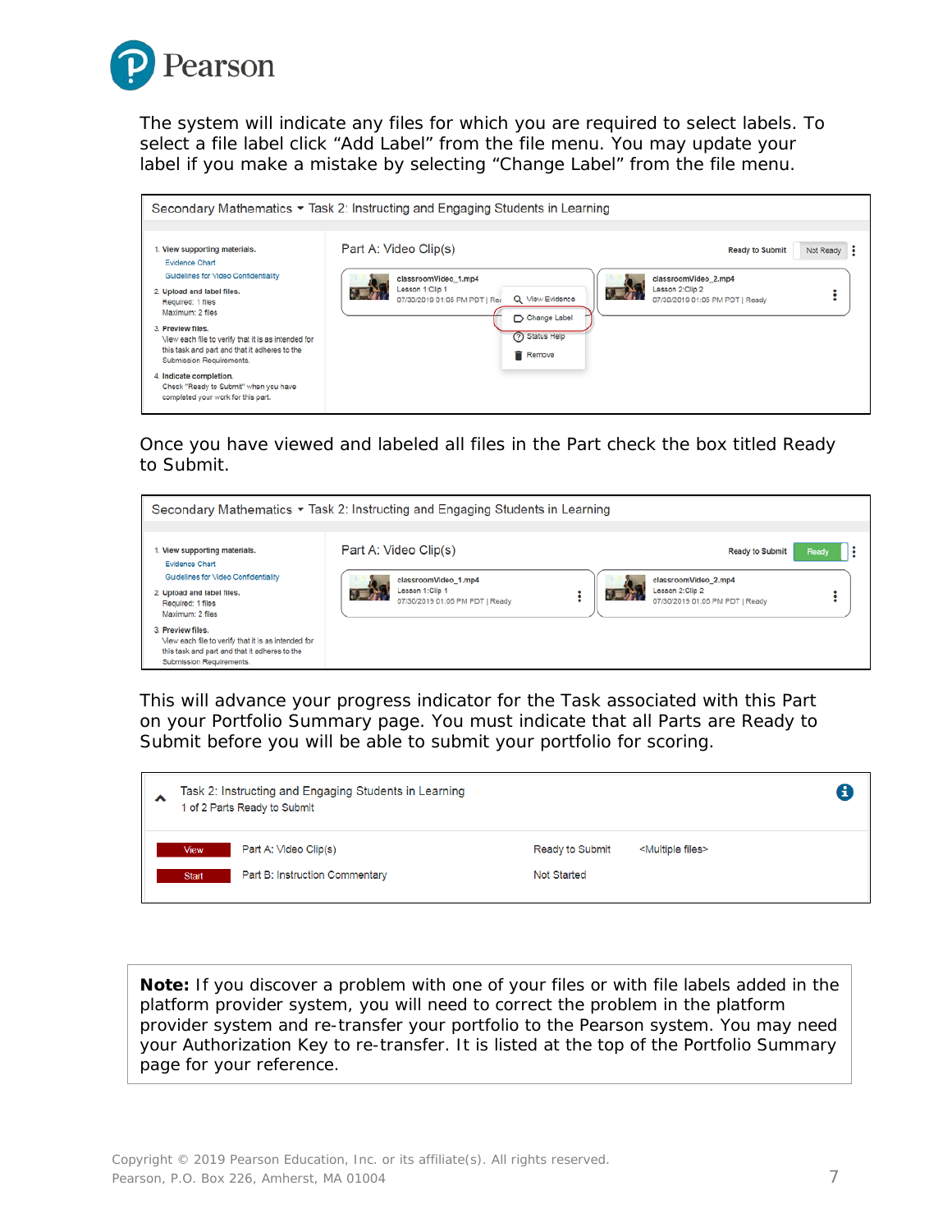The system will indicate any files for which you are required to select labels. To select a file label click “Add Label” from the file menu. You may update your label if you make a mistake by selecting “Change Label” from the file menu.

Once you have viewed and labeled all files in the Part check the box titled Ready to Submit.

This will advance your progress indicator for the Task associated with this Part on your Portfolio Summary page. You must indicate that all Parts are Ready to Submit before you will be able to submit your portfolio for scoring.

**Note:** If you discover a problem with one of your files or with file labels added in the platform provider system, you will need to correct the problem in the platform provider system and re-transfer your portfolio to the Pearson system. You may need your Authorization Key to re-transfer. It is listed at the top of the Portfolio Summary page for your reference.

Copyright © 2019 Pearson Education, Inc. or its affiliate(s). All rights reserved.
Pearson, P.O. Box 226, Amherst, MA 01004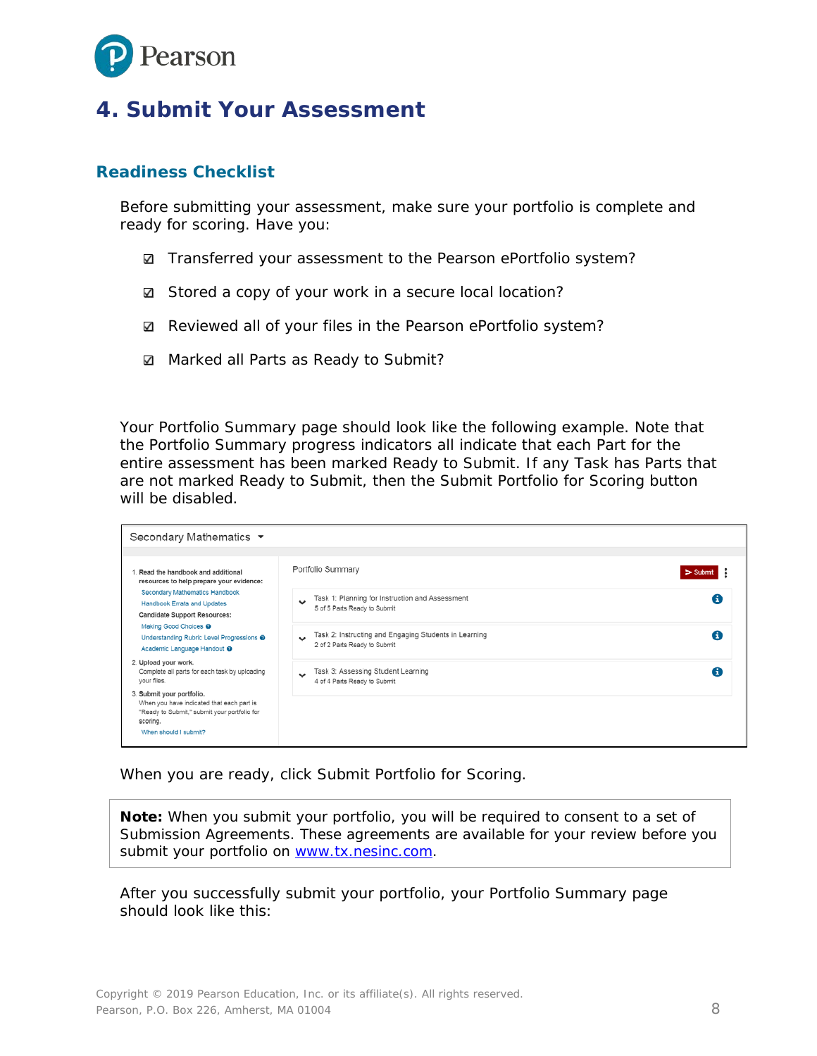# 4. Submit Your Assessment

## Readiness Checklist

Before submitting your assessment, make sure your portfolio is complete and ready for scoring. Have you:

- ☑ Transferred your assessment to the Pearson ePortfolio system?
- ☑ Stored a copy of your work in a secure local location?
- ☑ Reviewed all of your files in the Pearson ePortfolio system?
- ☑ Marked all Parts as Ready to Submit?

Your Portfolio Summary page should look like the following example. Note that the Portfolio Summary progress indicators all indicate that each Part for the entire assessment has been marked Ready to Submit. If any Task has Parts that are not marked Ready to Submit, then the Submit Portfolio for Scoring button will be disabled.

When you are ready, click Submit Portfolio for Scoring.

> **Note:** When you submit your portfolio, you will be required to consent to a set of Submission Agreements. These agreements are available for your review before you submit your portfolio on [www.tx.nesinc.com](http://www.tx.nesinc.com).

After you successfully submit your portfolio, your Portfolio Summary page should look like this: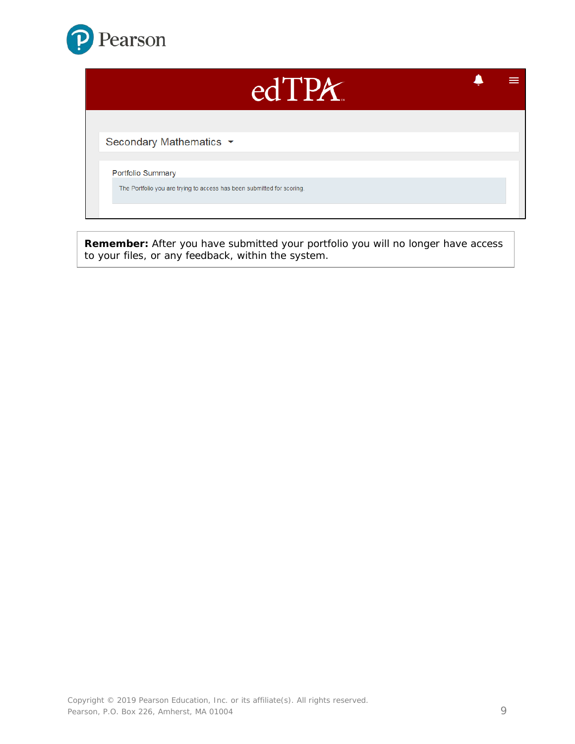edTPA

Secondary Mathematics

Portfolio Summary

The Portfolio you are trying to access has been submitted for scoring.

**Remember:** After you have submitted your portfolio you will no longer have access to your files, or any feedback, within the system.